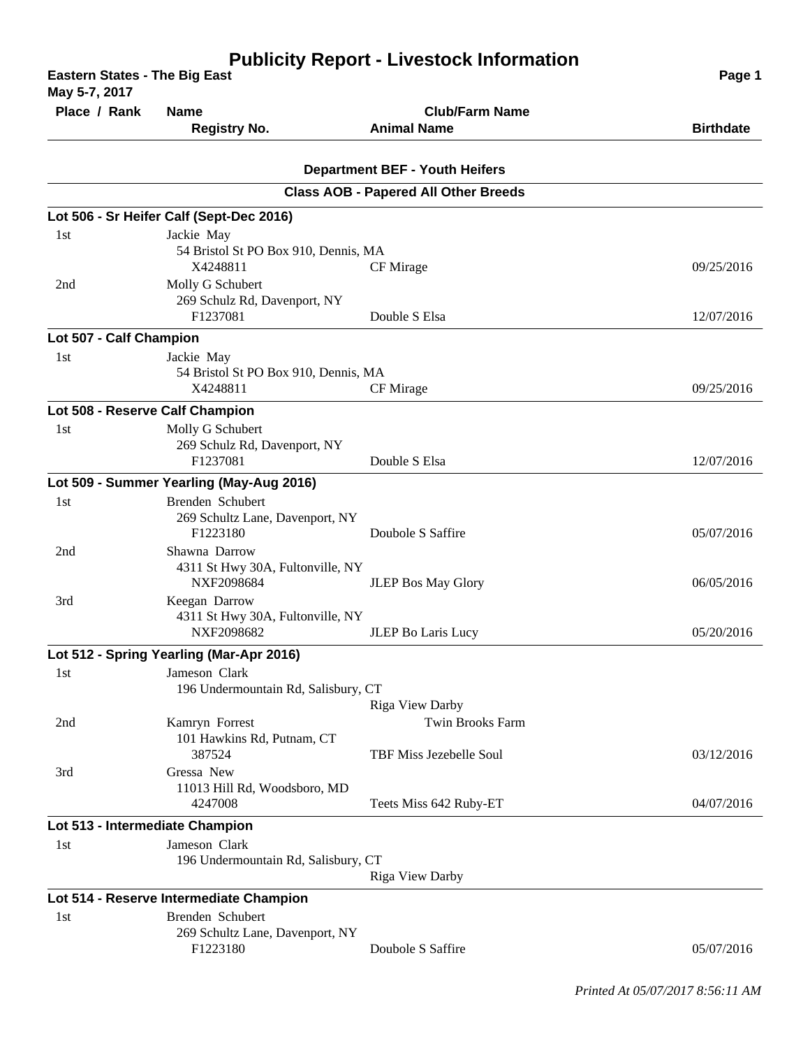# Publicity Report - Livestock Information

**Eastern States - The Big East**
**May 5-7, 2017**

| Place / Rank | Name / Registry No. | Club/Farm Name / Animal Name | Birthdate |
|---|---|---|---|

## Department BEF - Youth Heifers

### Class AOB - Papered All Other Breeds

**Lot 506 - Sr Heifer Calf (Sept-Dec 2016)**

| Place / Rank | Name / Registry No. | Club/Farm Name / Animal Name | Birthdate |
|---|---|---|---|
| 1st | Jackie May<br>54 Bristol St PO Box 910, Dennis, MA<br>X4248811 | CF Mirage | 09/25/2016 |
| 2nd | Molly G Schubert<br>269 Schulz Rd, Davenport, NY<br>F1237081 | Double S Elsa | 12/07/2016 |

**Lot 507 - Calf Champion**

| Place / Rank | Name / Registry No. | Club/Farm Name / Animal Name | Birthdate |
|---|---|---|---|
| 1st | Jackie May<br>54 Bristol St PO Box 910, Dennis, MA<br>X4248811 | CF Mirage | 09/25/2016 |

**Lot 508 - Reserve Calf Champion**

| Place / Rank | Name / Registry No. | Club/Farm Name / Animal Name | Birthdate |
|---|---|---|---|
| 1st | Molly G Schubert<br>269 Schulz Rd, Davenport, NY<br>F1237081 | Double S Elsa | 12/07/2016 |

**Lot 509 - Summer Yearling (May-Aug 2016)**

| Place / Rank | Name / Registry No. | Club/Farm Name / Animal Name | Birthdate |
|---|---|---|---|
| 1st | Brenden Schubert<br>269 Schultz Lane, Davenport, NY<br>F1223180 | Doubole S Saffire | 05/07/2016 |
| 2nd | Shawna Darrow<br>4311 St Hwy 30A, Fultonville, NY<br>NXF2098684 | JLEP Bos May Glory | 06/05/2016 |
| 3rd | Keegan Darrow<br>4311 St Hwy 30A, Fultonville, NY<br>NXF2098682 | JLEP Bo Laris Lucy | 05/20/2016 |

**Lot 512 - Spring Yearling (Mar-Apr 2016)**

| Place / Rank | Name / Registry No. | Club/Farm Name / Animal Name | Birthdate |
|---|---|---|---|
| 1st | Jameson Clark<br>196 Undermountain Rd, Salisbury, CT | Riga View Darby | |
| 2nd | Kamryn Forrest<br>101 Hawkins Rd, Putnam, CT<br>387524 | Twin Brooks Farm<br>TBF Miss Jezebelle Soul | 03/12/2016 |
| 3rd | Gressa New<br>11013 Hill Rd, Woodsboro, MD<br>4247008 | Teets Miss 642 Ruby-ET | 04/07/2016 |

**Lot 513 - Intermediate Champion**

| Place / Rank | Name / Registry No. | Club/Farm Name / Animal Name | Birthdate |
|---|---|---|---|
| 1st | Jameson Clark<br>196 Undermountain Rd, Salisbury, CT | Riga View Darby | |

**Lot 514 - Reserve Intermediate Champion**

| Place / Rank | Name / Registry No. | Club/Farm Name / Animal Name | Birthdate |
|---|---|---|---|
| 1st | Brenden Schubert<br>269 Schultz Lane, Davenport, NY<br>F1223180 | Doubole S Saffire | 05/07/2016 |

*Printed At 05/07/2017 8:56:11 AM*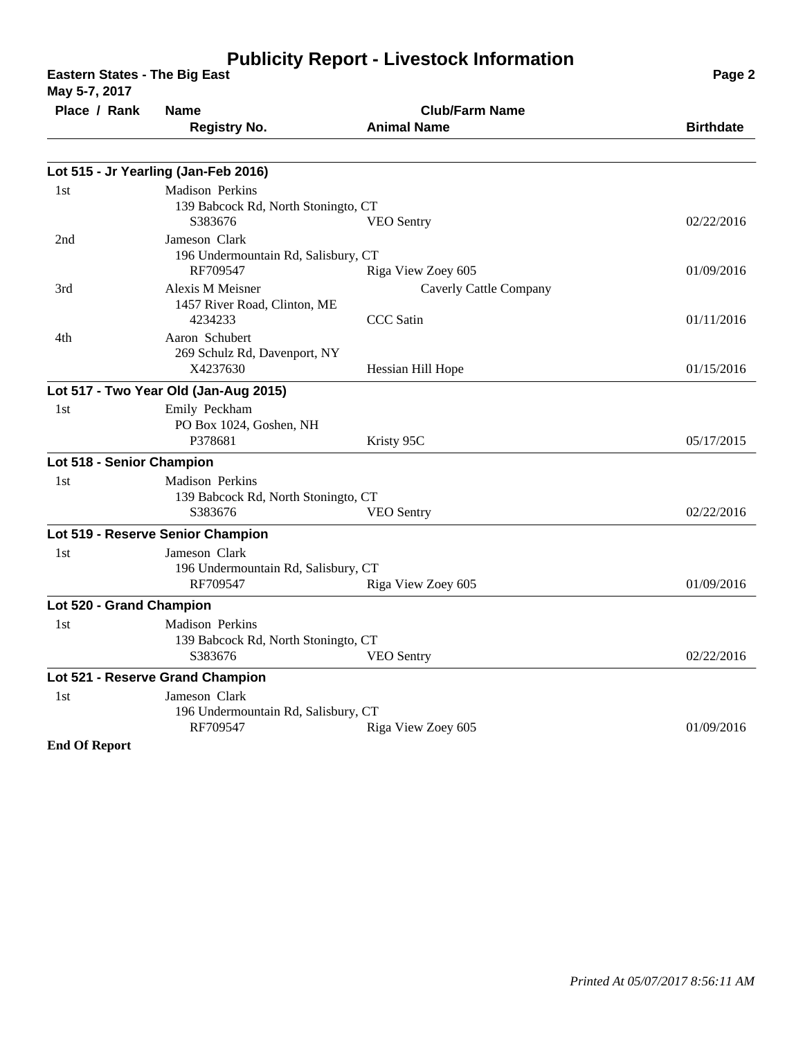# Publicity Report - Livestock Information

**Eastern States - The Big East**
**May 5-7, 2017**

| Place / Rank | Name / Registry No. | Club/Farm Name / Animal Name | Birthdate |
|---|---|---|---|
| **Lot 515 - Jr Yearling (Jan-Feb 2016)** | | | |
| 1st | Madison Perkins<br>139 Babcock Rd, North Stoningto, CT<br>S383676 | VEO Sentry | 02/22/2016 |
| 2nd | Jameson Clark<br>196 Undermountain Rd, Salisbury, CT<br>RF709547 | Riga View Zoey 605 | 01/09/2016 |
| 3rd | Alexis M Meisner<br>1457 River Road, Clinton, ME<br>4234233 | Caverly Cattle Company<br>CCC Satin | 01/11/2016 |
| 4th | Aaron Schubert<br>269 Schulz Rd, Davenport, NY<br>X4237630 | Hessian Hill Hope | 01/15/2016 |
| **Lot 517 - Two Year Old (Jan-Aug 2015)** | | | |
| 1st | Emily Peckham<br>PO Box 1024, Goshen, NH<br>P378681 | Kristy 95C | 05/17/2015 |
| **Lot 518 - Senior Champion** | | | |
| 1st | Madison Perkins<br>139 Babcock Rd, North Stoningto, CT<br>S383676 | VEO Sentry | 02/22/2016 |
| **Lot 519 - Reserve Senior Champion** | | | |
| 1st | Jameson Clark<br>196 Undermountain Rd, Salisbury, CT<br>RF709547 | Riga View Zoey 605 | 01/09/2016 |
| **Lot 520 - Grand Champion** | | | |
| 1st | Madison Perkins<br>139 Babcock Rd, North Stoningto, CT<br>S383676 | VEO Sentry | 02/22/2016 |
| **Lot 521 - Reserve Grand Champion** | | | |
| 1st | Jameson Clark<br>196 Undermountain Rd, Salisbury, CT<br>RF709547 | Riga View Zoey 605 | 01/09/2016 |

**End Of Report**

*Printed At 05/07/2017 8:56:11 AM*